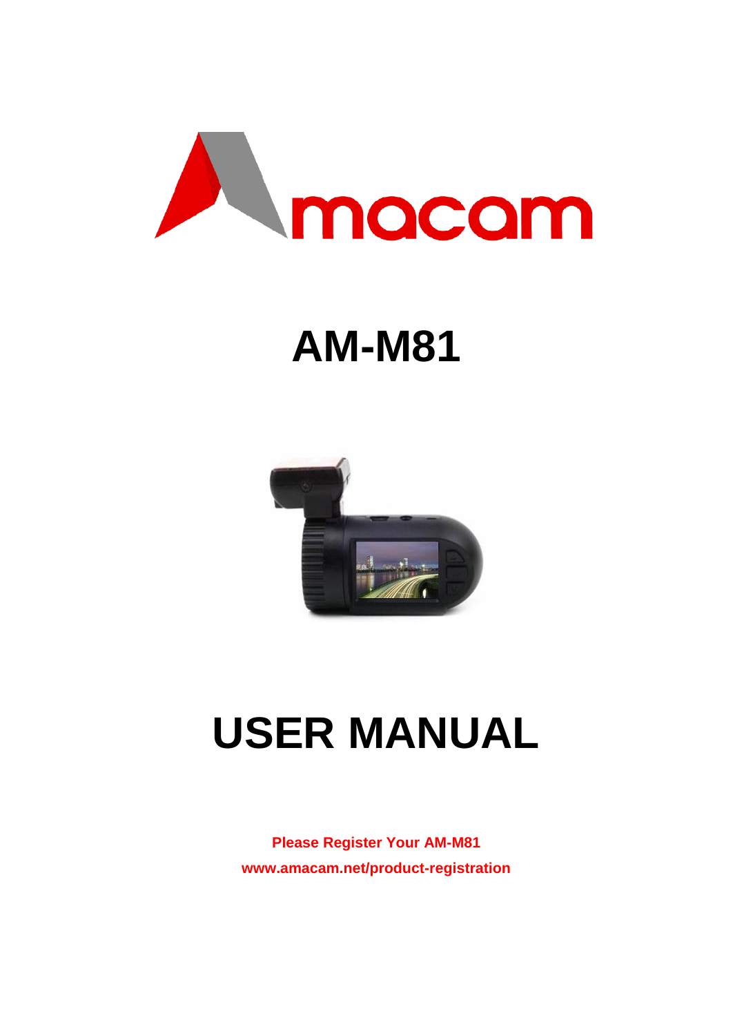# AM-M81

# USER MANUAL

**Please Register Your AM-M81**

**www.amacam.net/product-registration**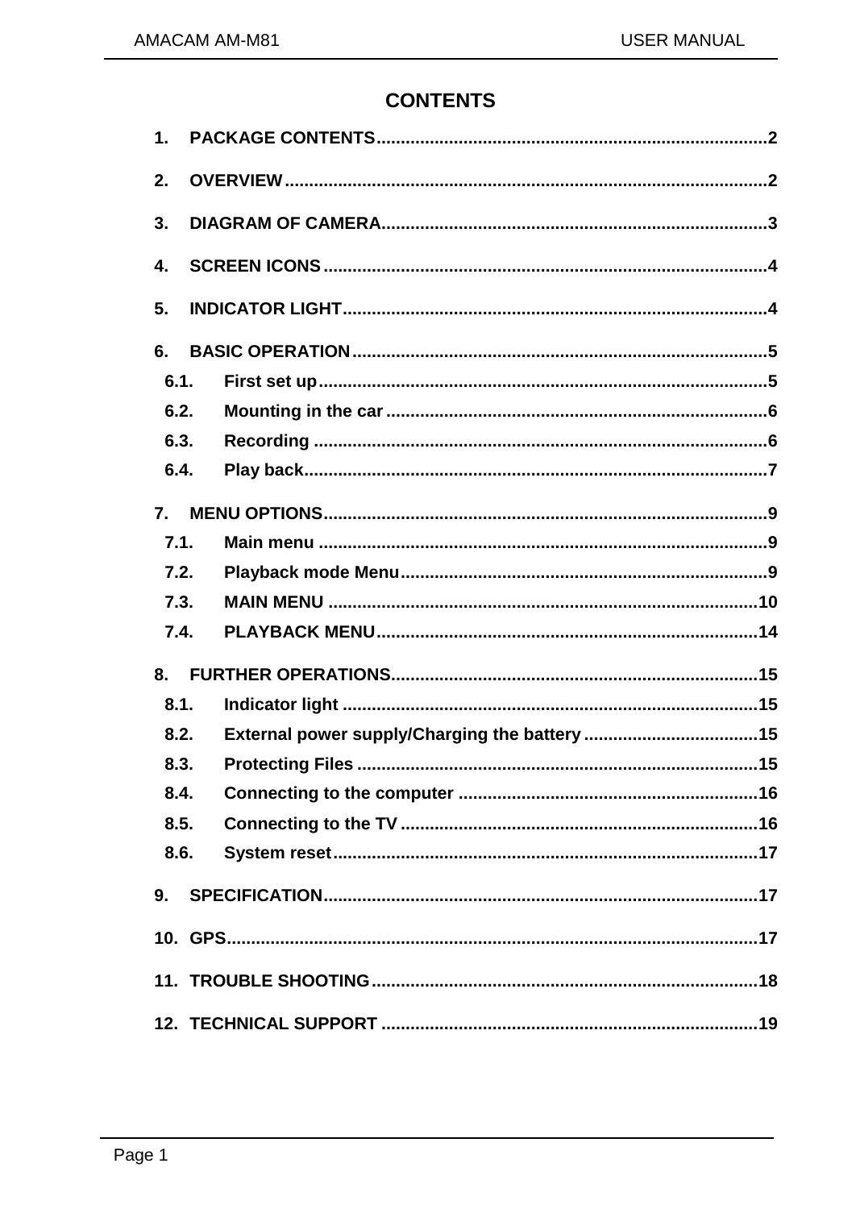# CONTENTS

1. PACKAGE CONTENTS....2
2. OVERVIEW....2
3. DIAGRAM OF CAMERA....3
4. SCREEN ICONS....4
5. INDICATOR LIGHT....4
6. BASIC OPERATION....5
   - 6.1. First set up....5
   - 6.2. Mounting in the car....6
   - 6.3. Recording....6
   - 6.4. Play back....7
7. MENU OPTIONS....9
   - 7.1. Main menu....9
   - 7.2. Playback mode Menu....9
   - 7.3. MAIN MENU....10
   - 7.4. PLAYBACK MENU....14
8. FURTHER OPERATIONS....15
   - 8.1. Indicator light....15
   - 8.2. External power supply/Charging the battery....15
   - 8.3. Protecting Files....15
   - 8.4. Connecting to the computer....16
   - 8.5. Connecting to the TV....16
   - 8.6. System reset....17
9. SPECIFICATION....17
10. GPS....17
11. TROUBLE SHOOTING....18
12. TECHNICAL SUPPORT....19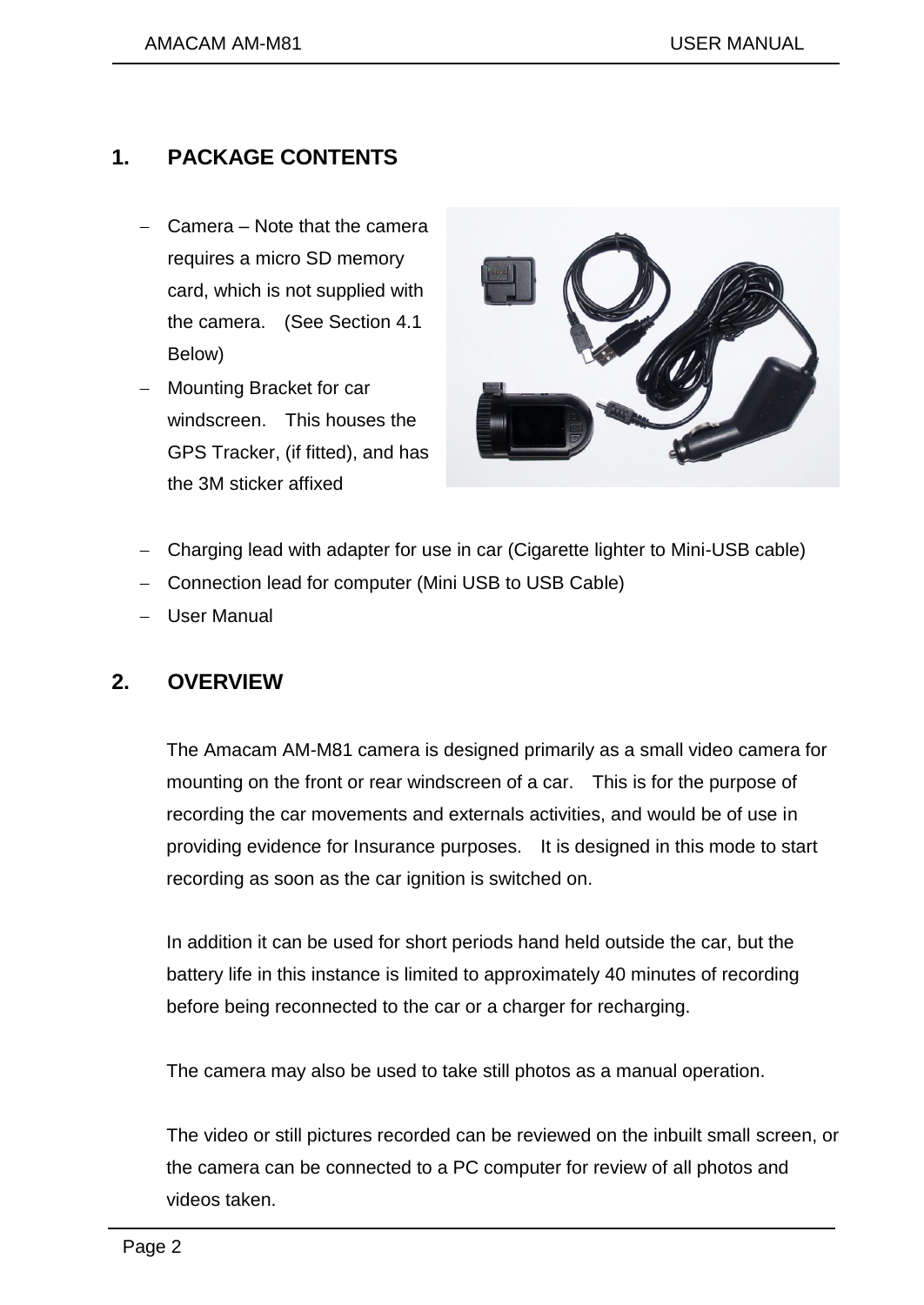## 1. PACKAGE CONTENTS

- Camera – Note that the camera requires a micro SD memory card, which is not supplied with the camera. (See Section 4.1 Below)
- Mounting Bracket for car windscreen. This houses the GPS Tracker, (if fitted), and has the 3M sticker affixed
- Charging lead with adapter for use in car (Cigarette lighter to Mini-USB cable)
- Connection lead for computer (Mini USB to USB Cable)
- User Manual

## 2. OVERVIEW

The Amacam AM-M81 camera is designed primarily as a small video camera for mounting on the front or rear windscreen of a car. This is for the purpose of recording the car movements and externals activities, and would be of use in providing evidence for Insurance purposes. It is designed in this mode to start recording as soon as the car ignition is switched on.

In addition it can be used for short periods hand held outside the car, but the battery life in this instance is limited to approximately 40 minutes of recording before being reconnected to the car or a charger for recharging.

The camera may also be used to take still photos as a manual operation.

The video or still pictures recorded can be reviewed on the inbuilt small screen, or the camera can be connected to a PC computer for review of all photos and videos taken.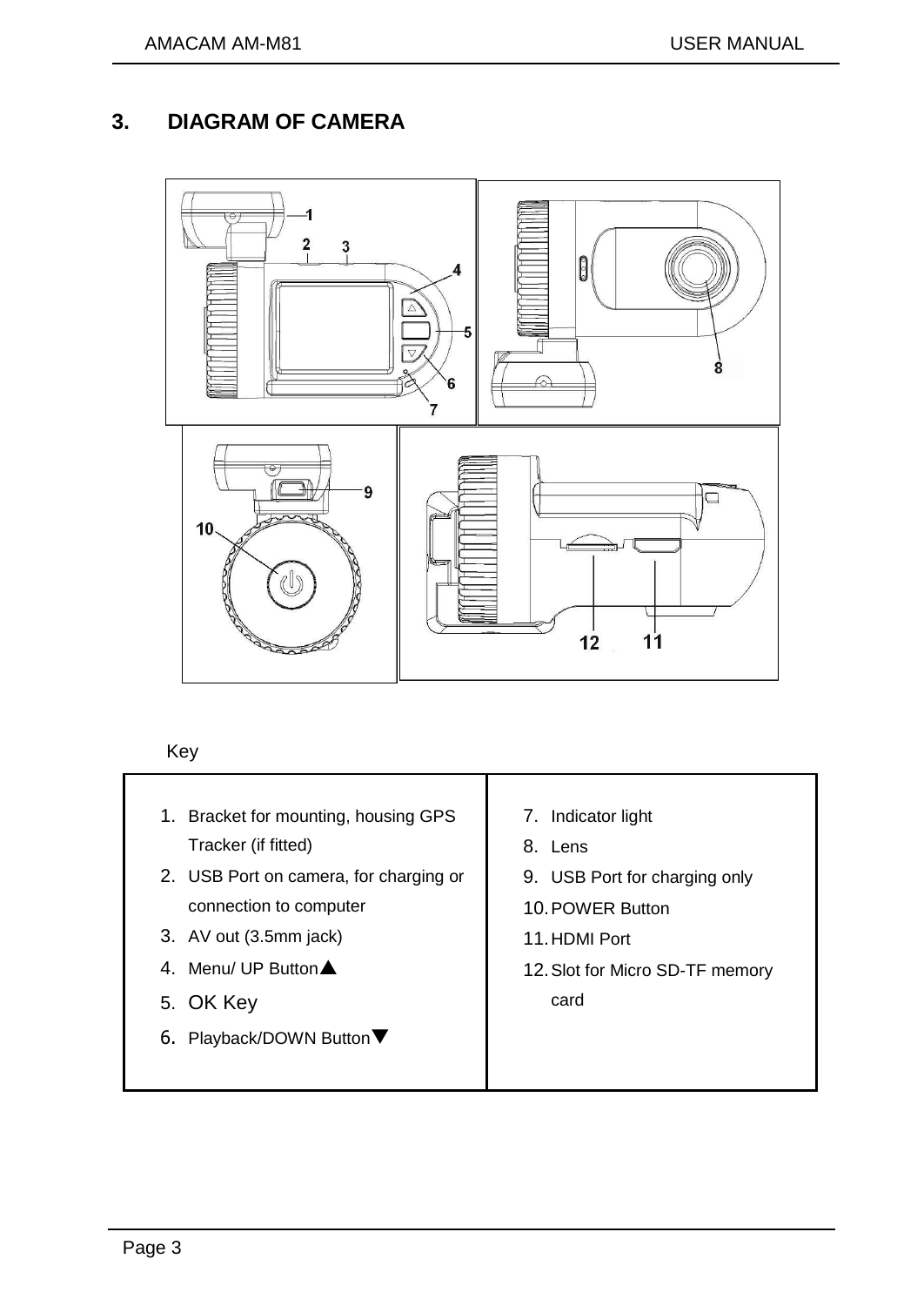## 3. DIAGRAM OF CAMERA

Key

| | |
|---|---|
| 1. Bracket for mounting, housing GPS Tracker (if fitted)<br>2. USB Port on camera, for charging or connection to computer<br>3. AV out (3.5mm jack)<br>4. Menu/ UP Button▲<br>5. OK Key<br>6. Playback/DOWN Button▼ | 7. Indicator light<br>8. Lens<br>9. USB Port for charging only<br>10. POWER Button<br>11. HDMI Port<br>12. Slot for Micro SD-TF memory card |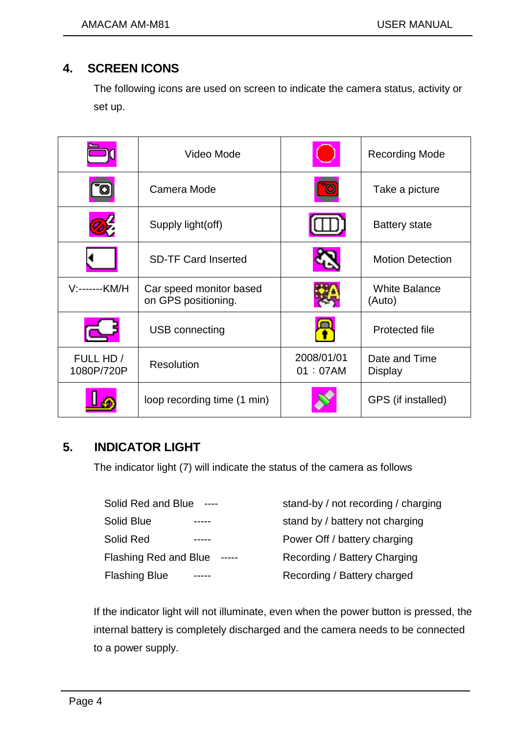## 4. SCREEN ICONS

The following icons are used on screen to indicate the camera status, activity or set up.

| | | | |
|---|---|---|---|
| | Video Mode | | Recording Mode |
| | Camera Mode | | Take a picture |
| | Supply light(off) | | Battery state |
| | SD-TF Card Inserted | | Motion Detection |
| V:-------KM/H | Car speed monitor based on GPS positioning. | | White Balance (Auto) |
| | USB connecting | | Protected file |
| FULL HD / 1080P/720P | Resolution | 2008/01/01 01：07AM | Date and Time Display |
| | loop recording time (1 min) | | GPS (if installed) |

## 5. INDICATOR LIGHT

The indicator light (7) will indicate the status of the camera as follows

| | | |
|---|---|---|
| Solid Red and Blue | ---- | stand-by / not recording / charging |
| Solid Blue | ----- | stand by / battery not charging |
| Solid Red | ----- | Power Off / battery charging |
| Flashing Red and Blue | ----- | Recording / Battery Charging |
| Flashing Blue | ----- | Recording / Battery charged |

If the indicator light will not illuminate, even when the power button is pressed, the internal battery is completely discharged and the camera needs to be connected to a power supply.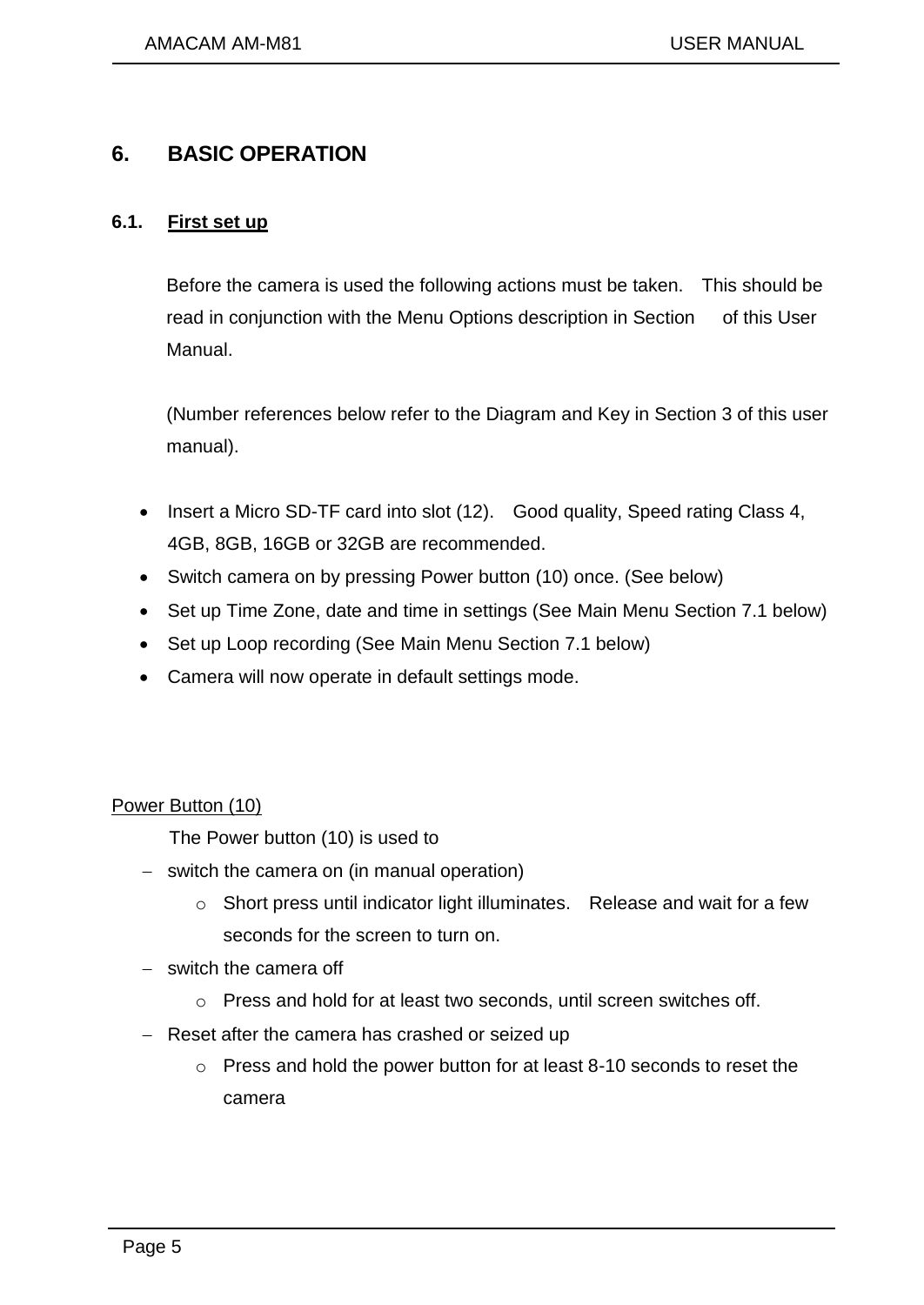# 6. BASIC OPERATION

## 6.1. First set up

Before the camera is used the following actions must be taken. This should be read in conjunction with the Menu Options description in Section of this User Manual.

(Number references below refer to the Diagram and Key in Section 3 of this user manual).

- Insert a Micro SD-TF card into slot (12). Good quality, Speed rating Class 4, 4GB, 8GB, 16GB or 32GB are recommended.
- Switch camera on by pressing Power button (10) once. (See below)
- Set up Time Zone, date and time in settings (See Main Menu Section 7.1 below)
- Set up Loop recording (See Main Menu Section 7.1 below)
- Camera will now operate in default settings mode.

Power Button (10)

The Power button (10) is used to

- switch the camera on (in manual operation)
  - Short press until indicator light illuminates. Release and wait for a few seconds for the screen to turn on.
- switch the camera off
  - Press and hold for at least two seconds, until screen switches off.
- Reset after the camera has crashed or seized up
  - Press and hold the power button for at least 8-10 seconds to reset the camera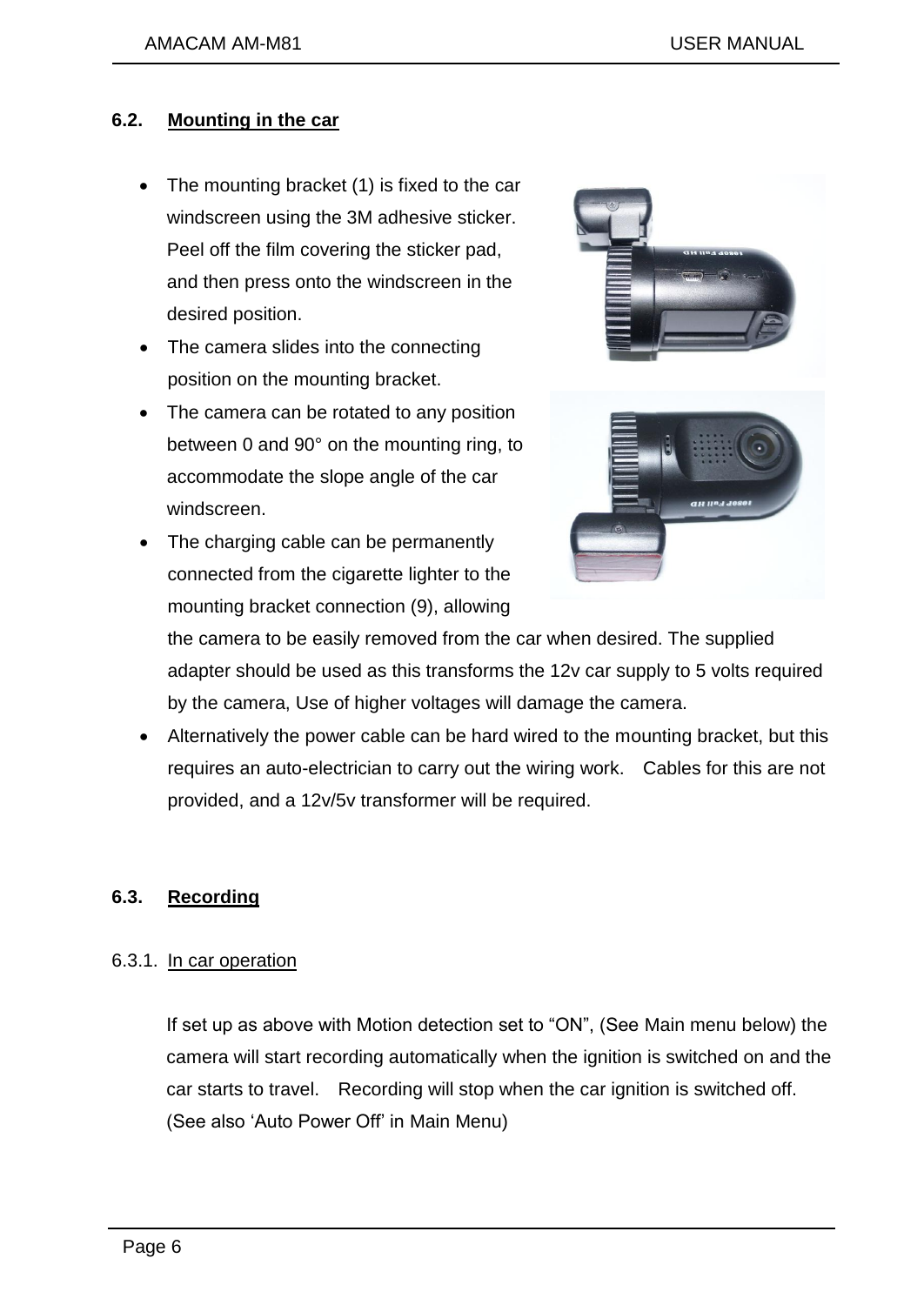## 6.2. Mounting in the car

- The mounting bracket (1) is fixed to the car windscreen using the 3M adhesive sticker. Peel off the film covering the sticker pad, and then press onto the windscreen in the desired position.
- The camera slides into the connecting position on the mounting bracket.
- The camera can be rotated to any position between 0 and 90° on the mounting ring, to accommodate the slope angle of the car windscreen.
- The charging cable can be permanently connected from the cigarette lighter to the mounting bracket connection (9), allowing the camera to be easily removed from the car when desired. The supplied adapter should be used as this transforms the 12v car supply to 5 volts required by the camera, Use of higher voltages will damage the camera.
- Alternatively the power cable can be hard wired to the mounting bracket, but this requires an auto-electrician to carry out the wiring work. Cables for this are not provided, and a 12v/5v transformer will be required.

## 6.3. Recording

### 6.3.1. In car operation

If set up as above with Motion detection set to "ON", (See Main menu below) the camera will start recording automatically when the ignition is switched on and the car starts to travel. Recording will stop when the car ignition is switched off. (See also 'Auto Power Off' in Main Menu)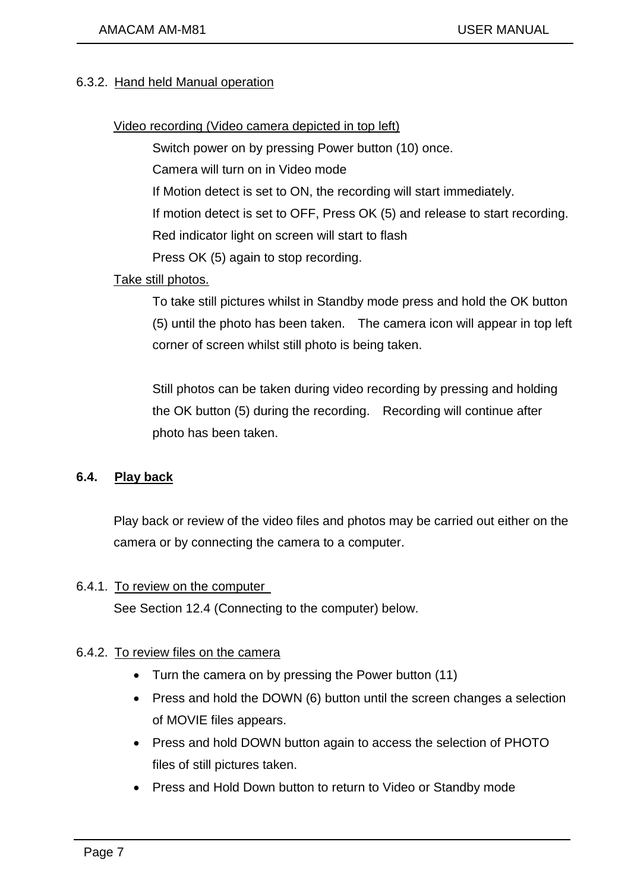#### 6.3.2. Hand held Manual operation

Video recording (Video camera depicted in top left)

Switch power on by pressing Power button (10) once.
Camera will turn on in Video mode
If Motion detect is set to ON, the recording will start immediately.
If motion detect is set to OFF, Press OK (5) and release to start recording.
Red indicator light on screen will start to flash
Press OK (5) again to stop recording.

Take still photos.

To take still pictures whilst in Standby mode press and hold the OK button (5) until the photo has been taken. The camera icon will appear in top left corner of screen whilst still photo is being taken.

Still photos can be taken during video recording by pressing and holding the OK button (5) during the recording. Recording will continue after photo has been taken.

### 6.4. Play back

Play back or review of the video files and photos may be carried out either on the camera or by connecting the camera to a computer.

#### 6.4.1. To review on the computer

See Section 12.4 (Connecting to the computer) below.

#### 6.4.2. To review files on the camera

- Turn the camera on by pressing the Power button (11)
- Press and hold the DOWN (6) button until the screen changes a selection of MOVIE files appears.
- Press and hold DOWN button again to access the selection of PHOTO files of still pictures taken.
- Press and Hold Down button to return to Video or Standby mode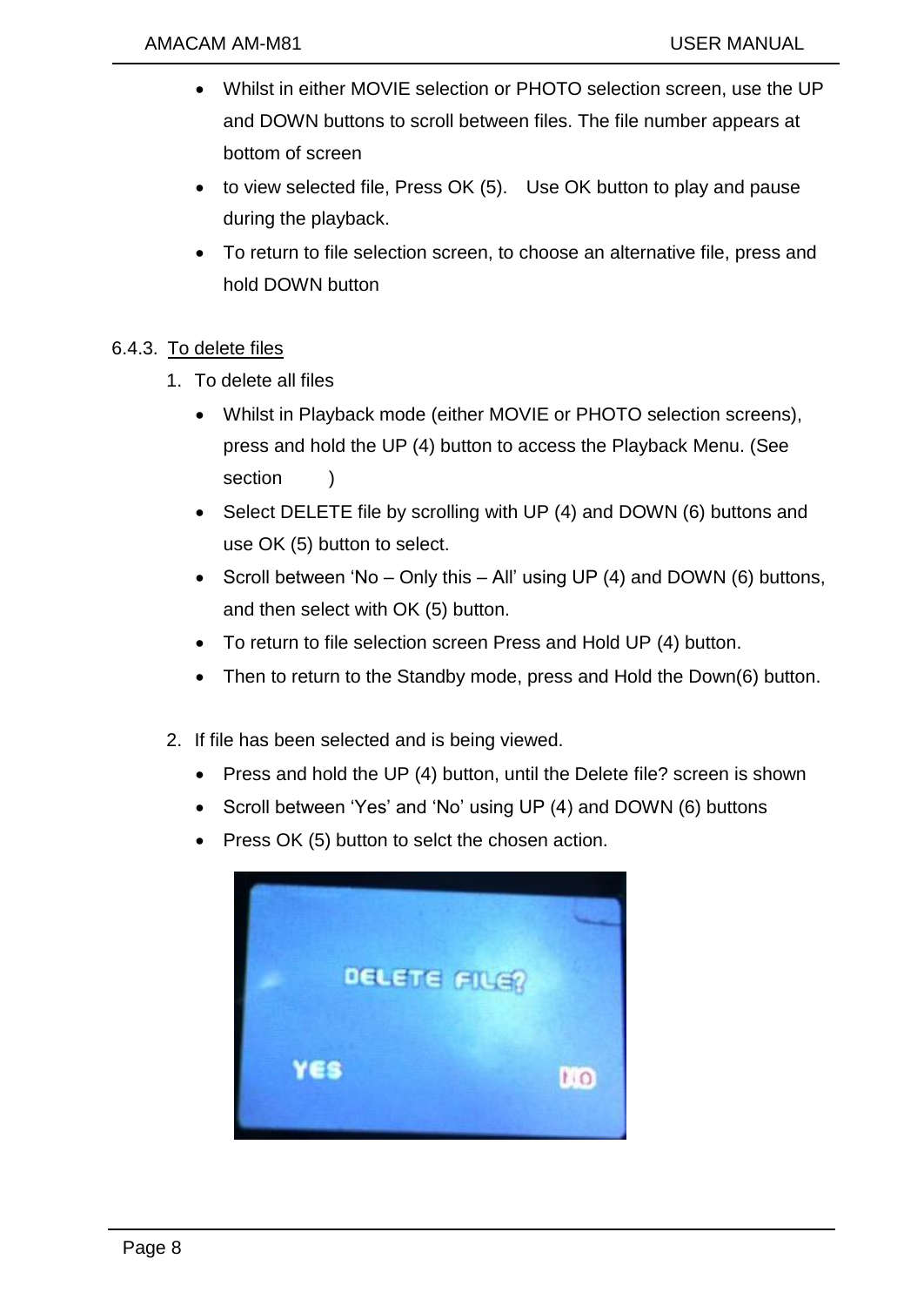- Whilst in either MOVIE selection or PHOTO selection screen, use the UP and DOWN buttons to scroll between files. The file number appears at bottom of screen
- to view selected file, Press OK (5).   Use OK button to play and pause during the playback.
- To return to file selection screen, to choose an alternative file, press and hold DOWN button

### 6.4.3. To delete files

1. To delete all files
   - Whilst in Playback mode (either MOVIE or PHOTO selection screens), press and hold the UP (4) button to access the Playback Menu. (See section        )
   - Select DELETE file by scrolling with UP (4) and DOWN (6) buttons and use OK (5) button to select.
   - Scroll between 'No – Only this – All' using UP (4) and DOWN (6) buttons, and then select with OK (5) button.
   - To return to file selection screen Press and Hold UP (4) button.
   - Then to return to the Standby mode, press and Hold the Down(6) button.

2. If file has been selected and is being viewed.
   - Press and hold the UP (4) button, until the Delete file? screen is shown
   - Scroll between 'Yes' and 'No' using UP (4) and DOWN (6) buttons
   - Press OK (5) button to selct the chosen action.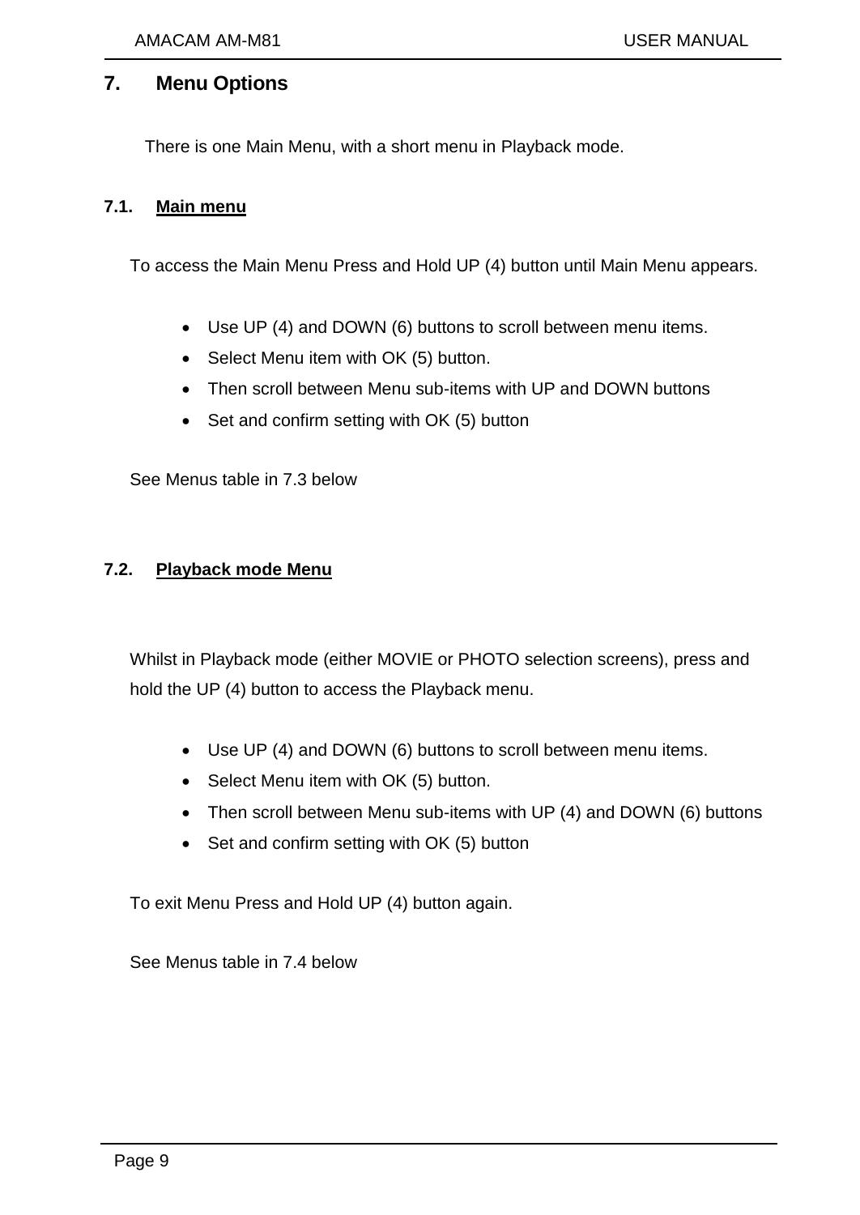# 7. Menu Options

There is one Main Menu, with a short menu in Playback mode.

## 7.1. Main menu

To access the Main Menu Press and Hold UP (4) button until Main Menu appears.

- Use UP (4) and DOWN (6) buttons to scroll between menu items.
- Select Menu item with OK (5) button.
- Then scroll between Menu sub-items with UP and DOWN buttons
- Set and confirm setting with OK (5) button

See Menus table in 7.3 below

## 7.2. Playback mode Menu

Whilst in Playback mode (either MOVIE or PHOTO selection screens), press and hold the UP (4) button to access the Playback menu.

- Use UP (4) and DOWN (6) buttons to scroll between menu items.
- Select Menu item with OK (5) button.
- Then scroll between Menu sub-items with UP (4) and DOWN (6) buttons
- Set and confirm setting with OK (5) button

To exit Menu Press and Hold UP (4) button again.

See Menus table in 7.4 below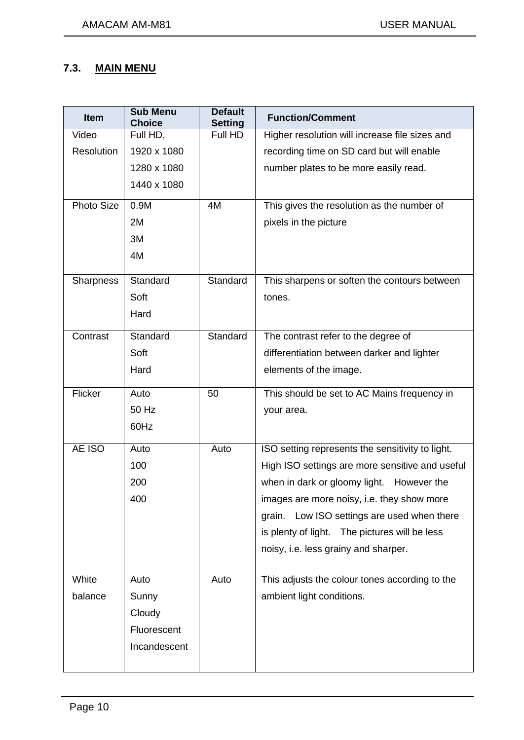## 7.3. MAIN MENU

| Item | Sub Menu Choice | Default Setting | Function/Comment |
|---|---|---|---|
| Video Resolution | Full HD,<br>1920 x 1080<br>1280 x 1080<br>1440 x 1080 | Full HD | Higher resolution will increase file sizes and recording time on SD card but will enable number plates to be more easily read. |
| Photo Size | 0.9M<br>2M<br>3M<br>4M | 4M | This gives the resolution as the number of pixels in the picture |
| Sharpness | Standard<br>Soft<br>Hard | Standard | This sharpens or soften the contours between tones. |
| Contrast | Standard<br>Soft<br>Hard | Standard | The contrast refer to the degree of differentiation between darker and lighter elements of the image. |
| Flicker | Auto<br>50 Hz<br>60Hz | 50 | This should be set to AC Mains frequency in your area. |
| AE ISO | Auto<br>100<br>200<br>400 | Auto | ISO setting represents the sensitivity to light. High ISO settings are more sensitive and useful when in dark or gloomy light. However the images are more noisy, i.e. they show more grain. Low ISO settings are used when there is plenty of light. The pictures will be less noisy, i.e. less grainy and sharper. |
| White balance | Auto<br>Sunny<br>Cloudy<br>Fluorescent<br>Incandescent | Auto | This adjusts the colour tones according to the ambient light conditions. |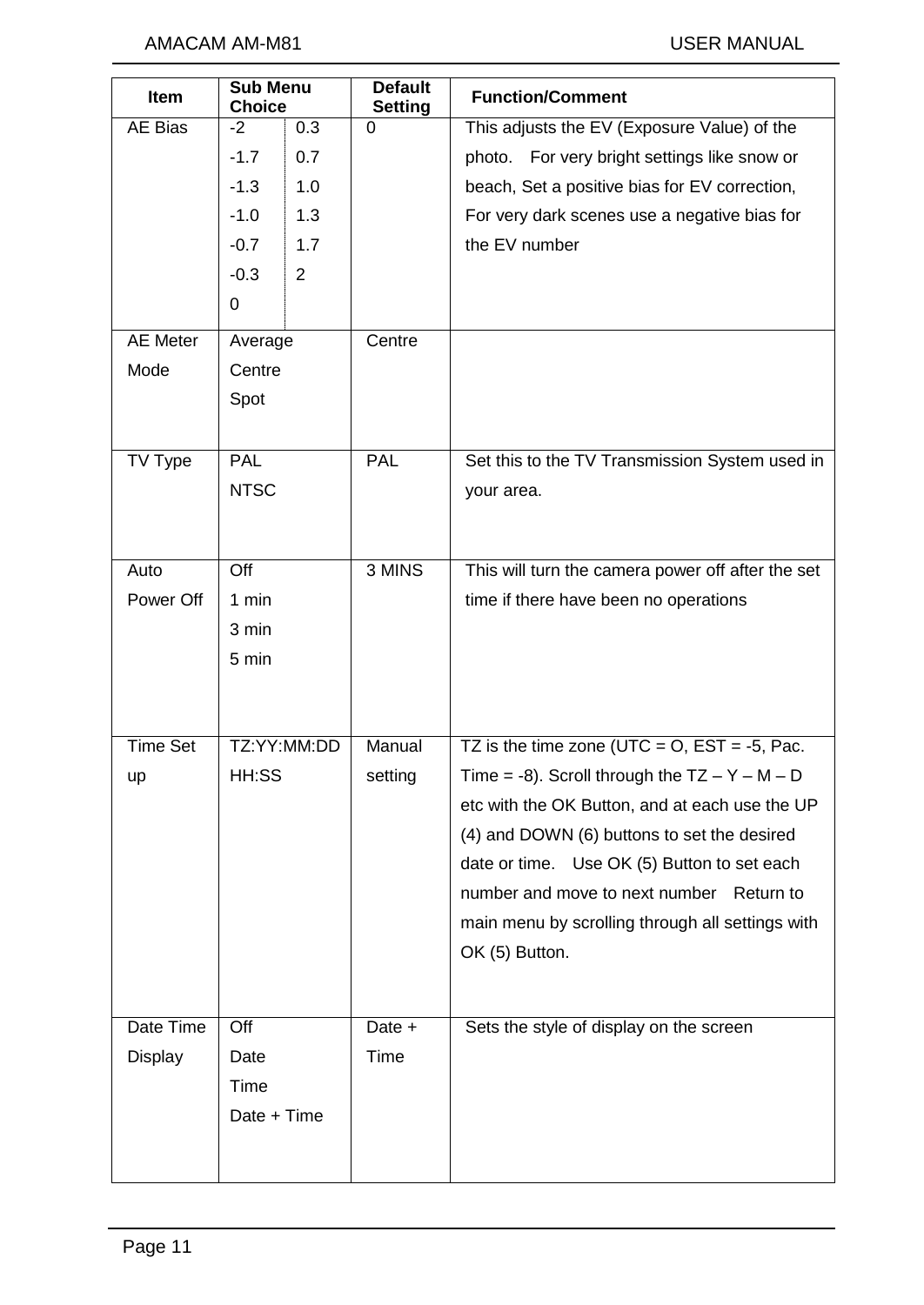| Item | Sub Menu Choice | | Default Setting | Function/Comment |
|---|---|---|---|---|
| AE Bias | -2<br>-1.7<br>-1.3<br>-1.0<br>-0.7<br>-0.3<br>0 | 0.3<br>0.7<br>1.0<br>1.3<br>1.7<br>2 | 0 | This adjusts the EV (Exposure Value) of the photo. For very bright settings like snow or beach, Set a positive bias for EV correction, For very dark scenes use a negative bias for the EV number |
| AE Meter Mode | Average<br>Centre<br>Spot | | Centre | |
| TV Type | PAL<br>NTSC | | PAL | Set this to the TV Transmission System used in your area. |
| Auto Power Off | Off<br>1 min<br>3 min<br>5 min | | 3 MINS | This will turn the camera power off after the set time if there have been no operations |
| Time Set up | TZ:YY:MM:DD<br>HH:SS | | Manual setting | TZ is the time zone (UTC = O, EST = -5, Pac. Time = -8). Scroll through the TZ – Y – M – D etc with the OK Button, and at each use the UP (4) and DOWN (6) buttons to set the desired date or time. Use OK (5) Button to set each number and move to next number Return to main menu by scrolling through all settings with OK (5) Button. |
| Date Time Display | Off<br>Date<br>Time<br>Date + Time | | Date + Time | Sets the style of display on the screen |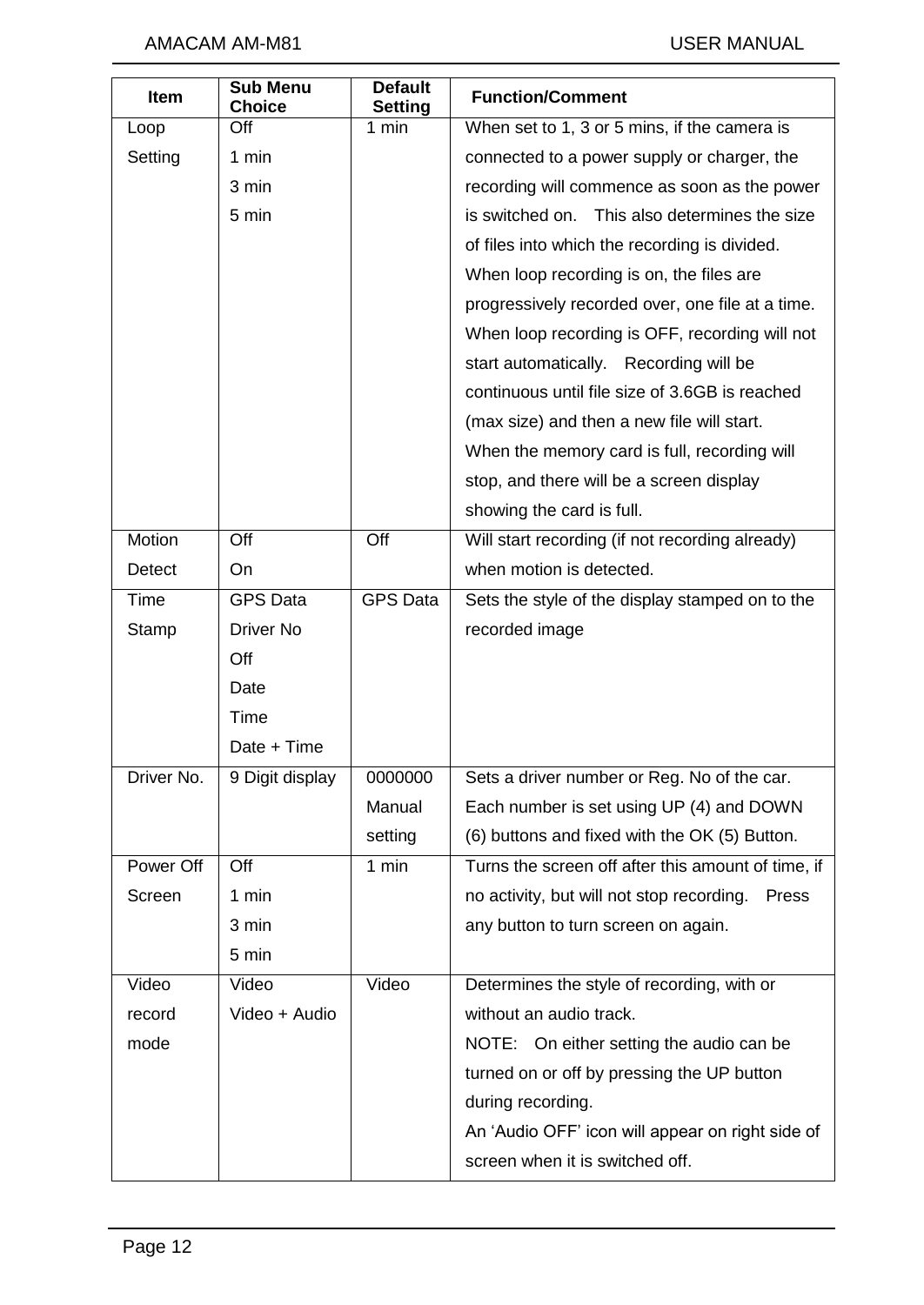| Item | Sub Menu Choice | Default Setting | Function/Comment |
|---|---|---|---|
| Loop Setting | Off<br>1 min<br>3 min<br>5 min | 1 min | When set to 1, 3 or 5 mins, if the camera is connected to a power supply or charger, the recording will commence as soon as the power is switched on. This also determines the size of files into which the recording is divided.<br>When loop recording is on, the files are progressively recorded over, one file at a time.<br>When loop recording is OFF, recording will not start automatically. Recording will be continuous until file size of 3.6GB is reached (max size) and then a new file will start.<br>When the memory card is full, recording will stop, and there will be a screen display showing the card is full. |
| Motion Detect | Off<br>On | Off | Will start recording (if not recording already) when motion is detected. |
| Time Stamp | GPS Data<br>Driver No<br>Off<br>Date<br>Time<br>Date + Time | GPS Data | Sets the style of the display stamped on to the recorded image |
| Driver No. | 9 Digit display | 0000000<br>Manual setting | Sets a driver number or Reg. No of the car. Each number is set using UP (4) and DOWN (6) buttons and fixed with the OK (5) Button. |
| Power Off Screen | Off<br>1 min<br>3 min<br>5 min | 1 min | Turns the screen off after this amount of time, if no activity, but will not stop recording. Press any button to turn screen on again. |
| Video record mode | Video<br>Video + Audio | Video | Determines the style of recording, with or without an audio track.<br>NOTE: On either setting the audio can be turned on or off by pressing the UP button during recording.<br>An 'Audio OFF' icon will appear on right side of screen when it is switched off. |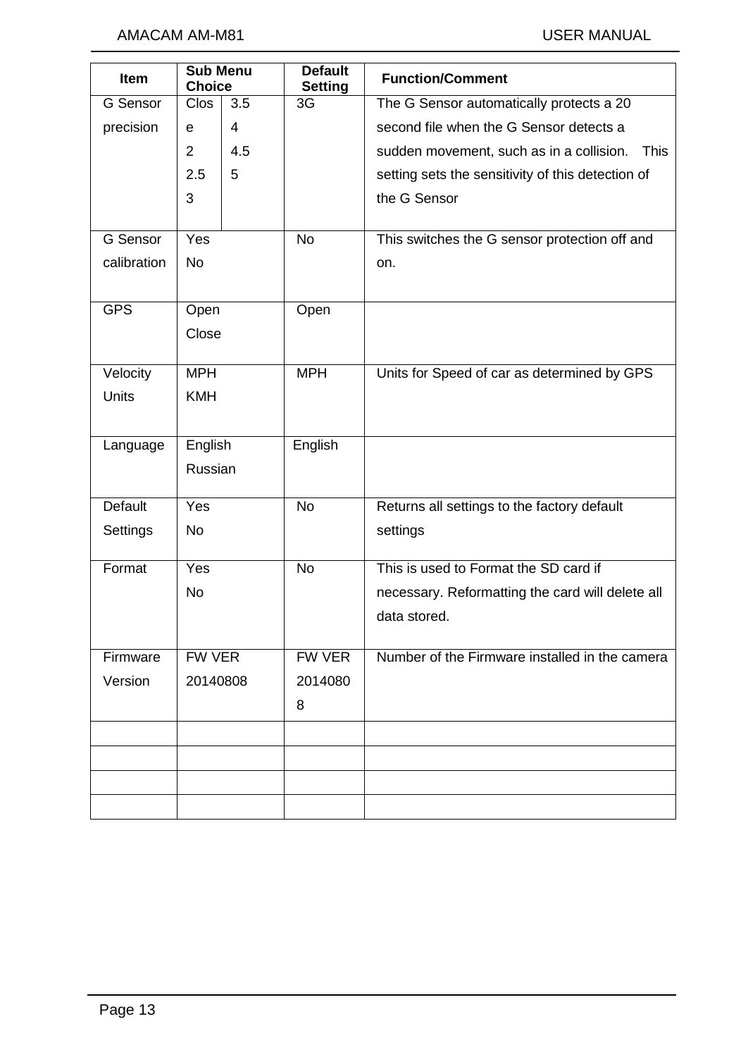| Item | Sub Menu Choice | | Default Setting | Function/Comment |
|---|---|---|---|---|
| G Sensor precision | Close 2 2.5 3 | 3.5 4 4.5 5 | 3G | The G Sensor automatically protects a 20 second file when the G Sensor detects a sudden movement, such as in a collision. This setting sets the sensitivity of this detection of the G Sensor |
| G Sensor calibration | Yes No | | No | This switches the G sensor protection off and on. |
| GPS | Open Close | | Open | |
| Velocity Units | MPH KMH | | MPH | Units for Speed of car as determined by GPS |
| Language | English Russian | | English | |
| Default Settings | Yes No | | No | Returns all settings to the factory default settings |
| Format | Yes No | | No | This is used to Format the SD card if necessary. Reformatting the card will delete all data stored. |
| Firmware Version | FW VER 20140808 | | FW VER 20140808 | Number of the Firmware installed in the camera |
| | | | | |
| | | | | |
| | | | | |
| | | | | |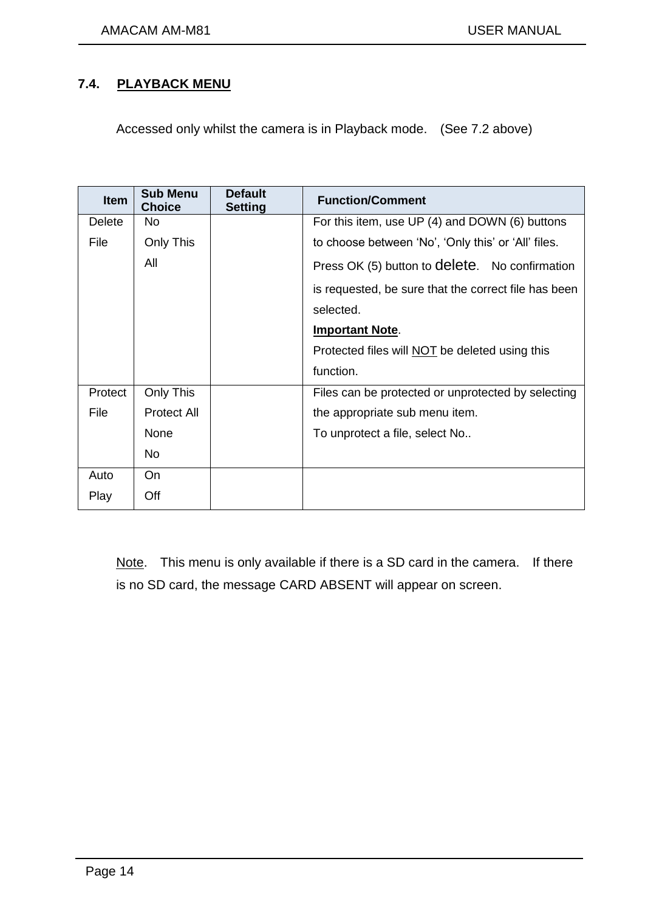## 7.4. PLAYBACK MENU

Accessed only whilst the camera is in Playback mode. (See 7.2 above)

| Item | Sub Menu Choice | Default Setting | Function/Comment |
|---|---|---|---|
| Delete File | No<br>Only This<br>All | | For this item, use UP (4) and DOWN (6) buttons to choose between 'No', 'Only this' or 'All' files. Press OK (5) button to delete. No confirmation is requested, be sure that the correct file has been selected.<br>**Important Note**.<br>Protected files will NOT be deleted using this function. |
| Protect File | Only This<br>Protect All<br>None<br>No | | Files can be protected or unprotected by selecting the appropriate sub menu item.<br>To unprotect a file, select No.. |
| Auto Play | On<br>Off | | |

Note. This menu is only available if there is a SD card in the camera. If there is no SD card, the message CARD ABSENT will appear on screen.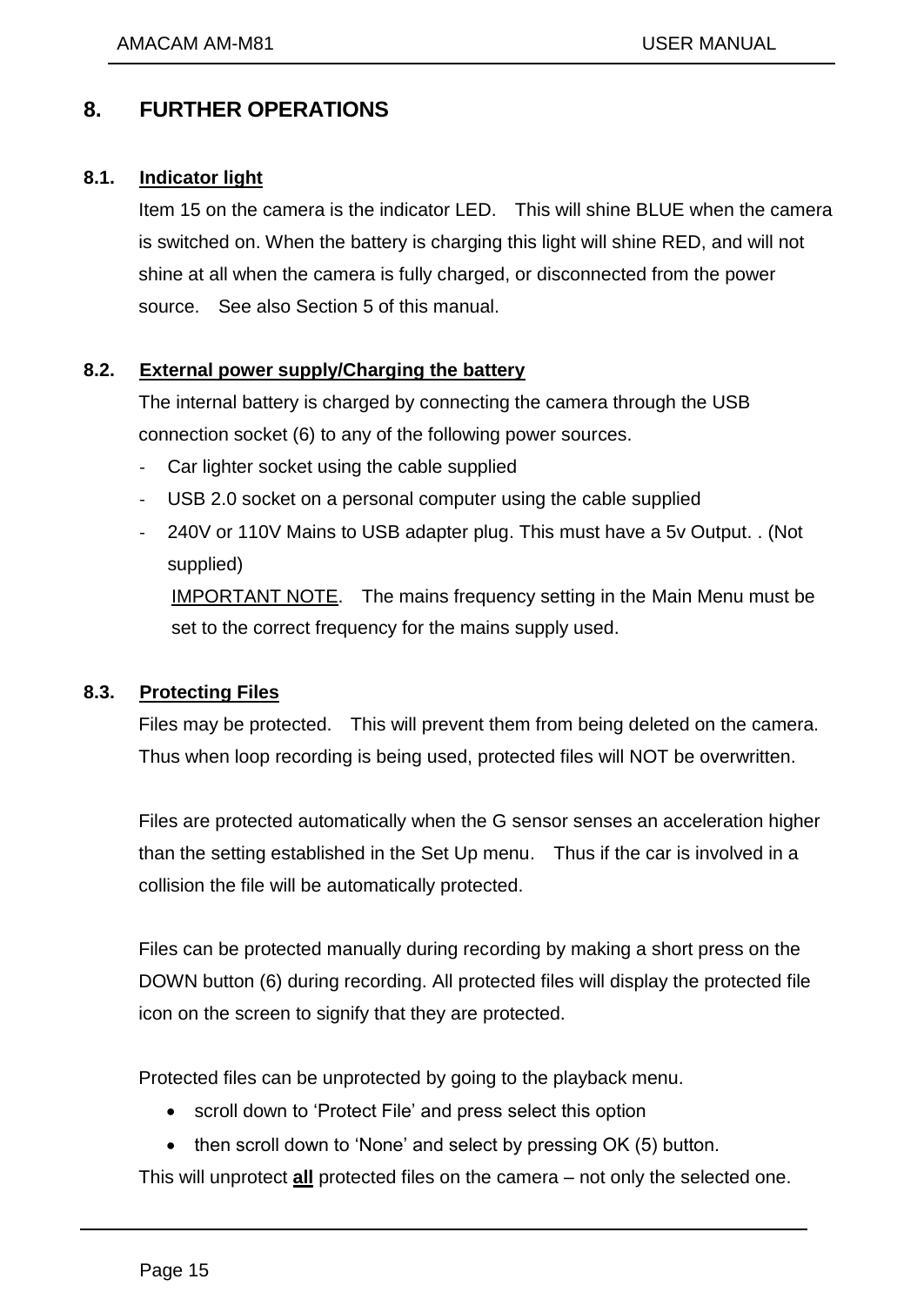# 8. FURTHER OPERATIONS

## 8.1. Indicator light

Item 15 on the camera is the indicator LED. This will shine BLUE when the camera is switched on. When the battery is charging this light will shine RED, and will not shine at all when the camera is fully charged, or disconnected from the power source. See also Section 5 of this manual.

## 8.2. External power supply/Charging the battery

The internal battery is charged by connecting the camera through the USB connection socket (6) to any of the following power sources.

- Car lighter socket using the cable supplied
- USB 2.0 socket on a personal computer using the cable supplied
- 240V or 110V Mains to USB adapter plug. This must have a 5v Output. . (Not supplied)

  IMPORTANT NOTE. The mains frequency setting in the Main Menu must be set to the correct frequency for the mains supply used.

## 8.3. Protecting Files

Files may be protected. This will prevent them from being deleted on the camera. Thus when loop recording is being used, protected files will NOT be overwritten.

Files are protected automatically when the G sensor senses an acceleration higher than the setting established in the Set Up menu. Thus if the car is involved in a collision the file will be automatically protected.

Files can be protected manually during recording by making a short press on the DOWN button (6) during recording. All protected files will display the protected file icon on the screen to signify that they are protected.

Protected files can be unprotected by going to the playback menu.

- scroll down to 'Protect File' and press select this option
- then scroll down to 'None' and select by pressing OK (5) button.

This will unprotect **all** protected files on the camera – not only the selected one.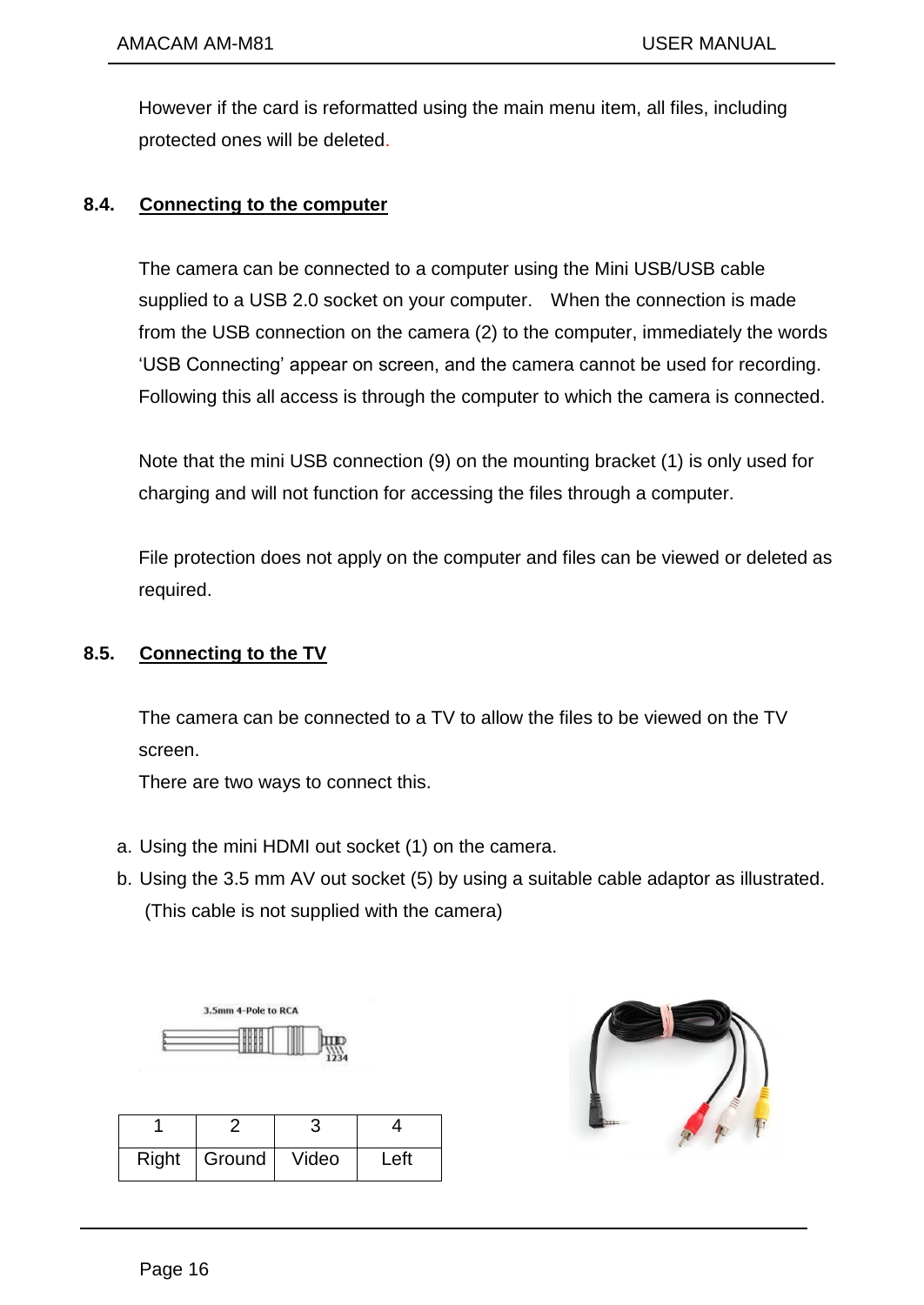However if the card is reformatted using the main menu item, all files, including protected ones will be deleted.

## 8.4. Connecting to the computer

The camera can be connected to a computer using the Mini USB/USB cable supplied to a USB 2.0 socket on your computer. When the connection is made from the USB connection on the camera (2) to the computer, immediately the words 'USB Connecting' appear on screen, and the camera cannot be used for recording. Following this all access is through the computer to which the camera is connected.

Note that the mini USB connection (9) on the mounting bracket (1) is only used for charging and will not function for accessing the files through a computer.

File protection does not apply on the computer and files can be viewed or deleted as required.

## 8.5. Connecting to the TV

The camera can be connected to a TV to allow the files to be viewed on the TV screen.
There are two ways to connect this.

a. Using the mini HDMI out socket (1) on the camera.
b. Using the 3.5 mm AV out socket (5) by using a suitable cable adaptor as illustrated. (This cable is not supplied with the camera)

3.5mm 4-Pole to RCA

| 1 | 2 | 3 | 4 |
|---|---|---|---|
| Right | Ground | Video | Left |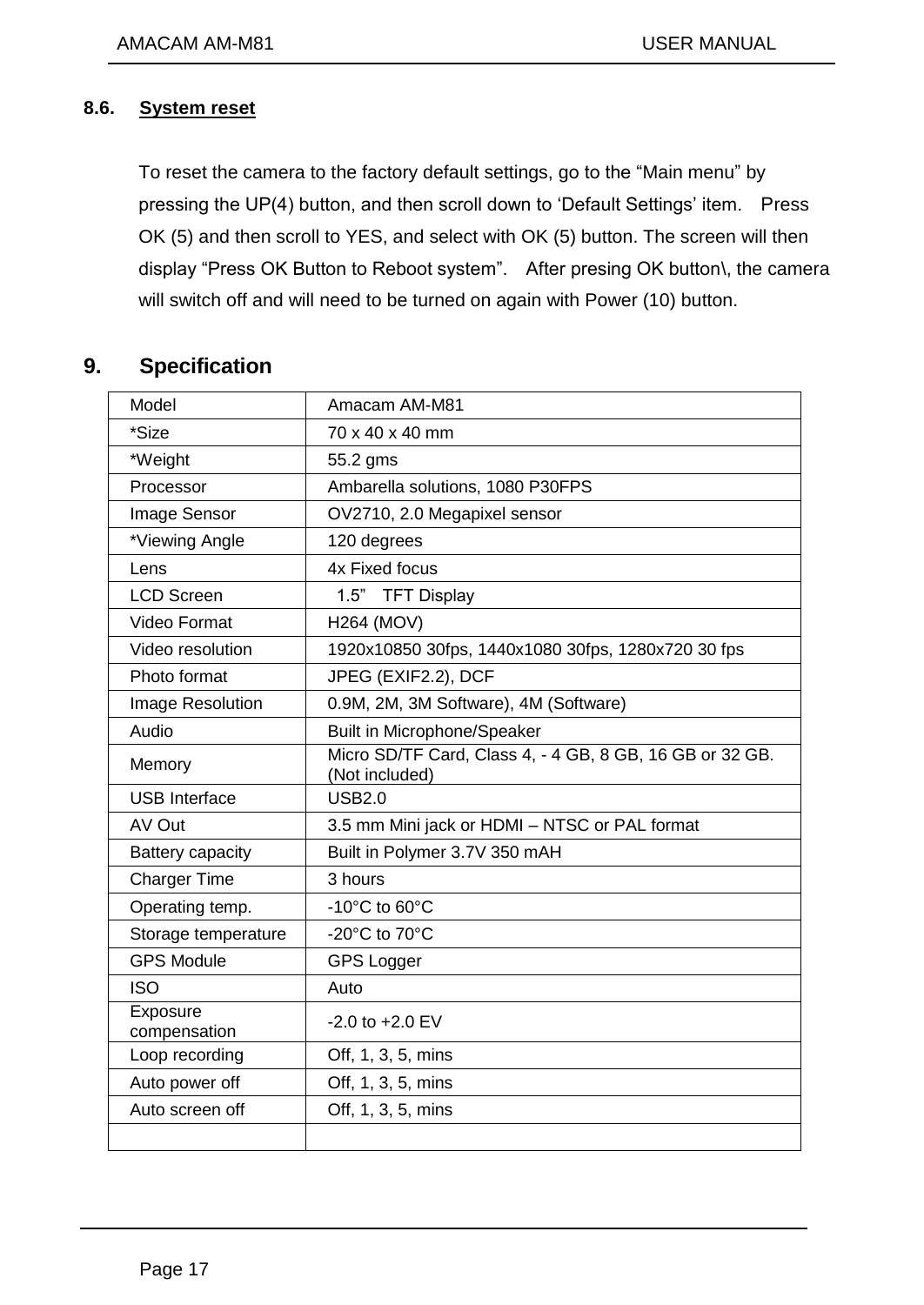### 8.6. System reset

To reset the camera to the factory default settings, go to the “Main menu” by pressing the UP(4) button, and then scroll down to ‘Default Settings’ item. Press OK (5) and then scroll to YES, and select with OK (5) button. The screen will then display “Press OK Button to Reboot system”. After presing OK button\, the camera will switch off and will need to be turned on again with Power (10) button.

## 9. Specification

| Model | Amacam AM-M81 |
|---|---|
| *Size | 70 x 40 x 40 mm |
| *Weight | 55.2 gms |
| Processor | Ambarella solutions, 1080 P30FPS |
| Image Sensor | OV2710, 2.0 Megapixel sensor |
| *Viewing Angle | 120 degrees |
| Lens | 4x Fixed focus |
| LCD Screen | 1.5” TFT Display |
| Video Format | H264 (MOV) |
| Video resolution | 1920x10850 30fps, 1440x1080 30fps, 1280x720 30 fps |
| Photo format | JPEG (EXIF2.2), DCF |
| Image Resolution | 0.9M, 2M, 3M Software), 4M (Software) |
| Audio | Built in Microphone/Speaker |
| Memory | Micro SD/TF Card, Class 4, - 4 GB, 8 GB, 16 GB or 32 GB. (Not included) |
| USB Interface | USB2.0 |
| AV Out | 3.5 mm Mini jack or HDMI – NTSC or PAL format |
| Battery capacity | Built in Polymer 3.7V 350 mAH |
| Charger Time | 3 hours |
| Operating temp. | -10°C to 60°C |
| Storage temperature | -20°C to 70°C |
| GPS Module | GPS Logger |
| ISO | Auto |
| Exposure compensation | -2.0 to +2.0 EV |
| Loop recording | Off, 1, 3, 5, mins |
| Auto power off | Off, 1, 3, 5, mins |
| Auto screen off | Off, 1, 3, 5, mins |
| | |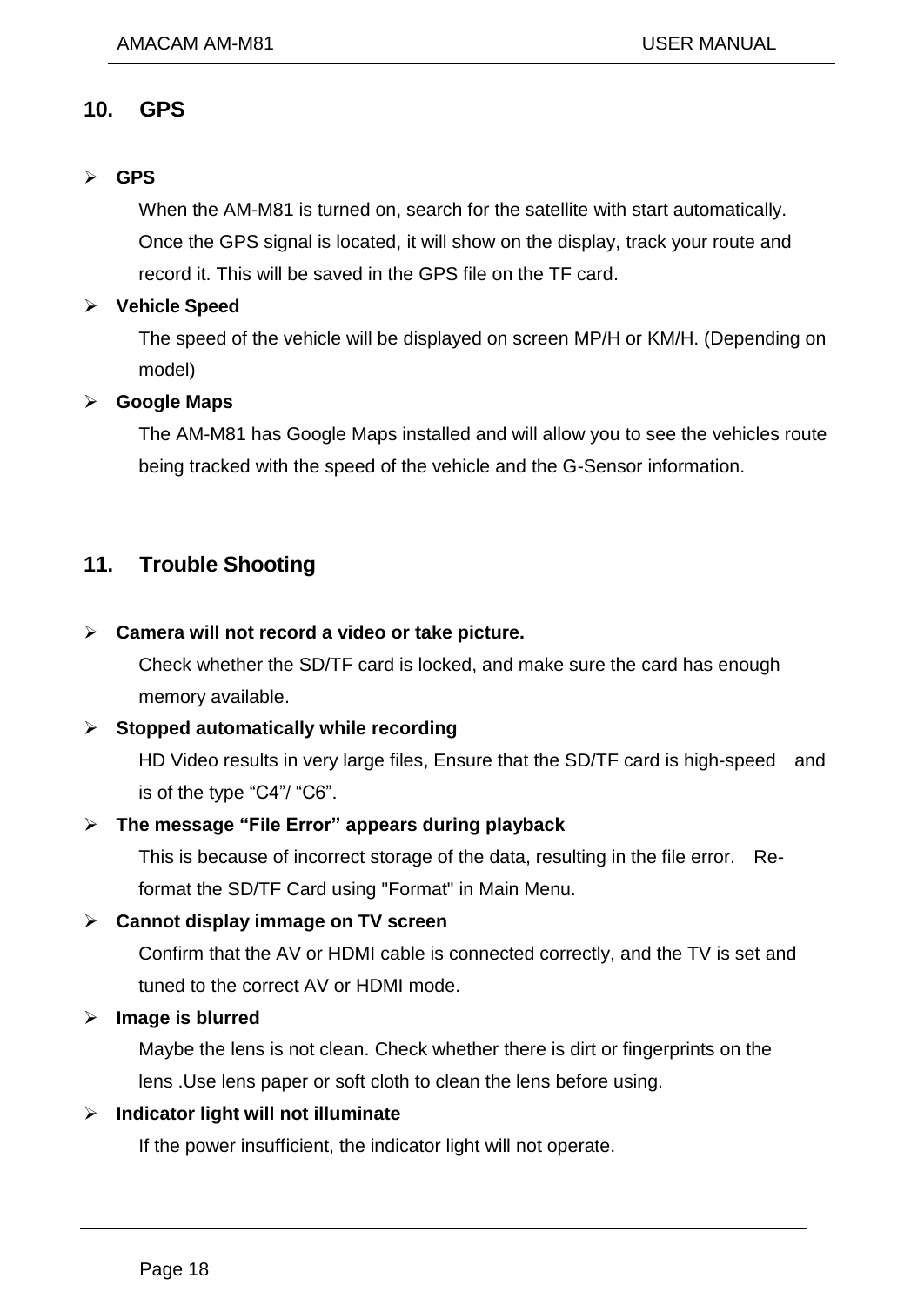## 10. GPS

- **GPS**

  When the AM-M81 is turned on, search for the satellite with start automatically. Once the GPS signal is located, it will show on the display, track your route and record it. This will be saved in the GPS file on the TF card.

- **Vehicle Speed**

  The speed of the vehicle will be displayed on screen MP/H or KM/H. (Depending on model)

- **Google Maps**

  The AM-M81 has Google Maps installed and will allow you to see the vehicles route being tracked with the speed of the vehicle and the G-Sensor information.

## 11. Trouble Shooting

- **Camera will not record a video or take picture.**

  Check whether the SD/TF card is locked, and make sure the card has enough memory available.

- **Stopped automatically while recording**

  HD Video results in very large files, Ensure that the SD/TF card is high-speed and is of the type “C4”/ “C6”.

- **The message “File Error” appears during playback**

  This is because of incorrect storage of the data, resulting in the file error. Re-format the SD/TF Card using "Format" in Main Menu.

- **Cannot display immage on TV screen**

  Confirm that the AV or HDMI cable is connected correctly, and the TV is set and tuned to the correct AV or HDMI mode.

- **Image is blurred**

  Maybe the lens is not clean. Check whether there is dirt or fingerprints on the lens .Use lens paper or soft cloth to clean the lens before using.

- **Indicator light will not illuminate**

  If the power insufficient, the indicator light will not operate.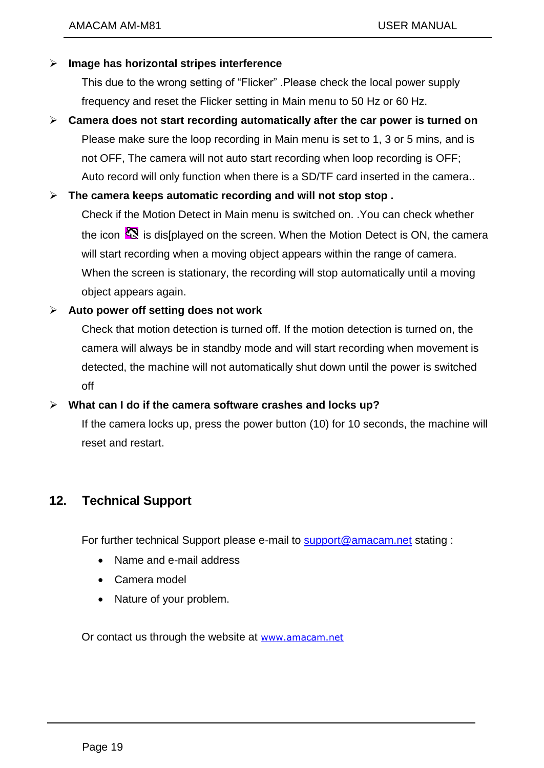- **Image has horizontal stripes interference**

  This due to the wrong setting of "Flicker" .Please check the local power supply frequency and reset the Flicker setting in Main menu to 50 Hz or 60 Hz.

- **Camera does not start recording automatically after the car power is turned on**

  Please make sure the loop recording in Main menu is set to 1, 3 or 5 mins, and is not OFF, The camera will not auto start recording when loop recording is OFF; Auto record will only function when there is a SD/TF card inserted in the camera..

- **The camera keeps automatic recording and will not stop stop .**

  Check if the Motion Detect in Main menu is switched on. .You can check whether the icon is dis[played on the screen. When the Motion Detect is ON, the camera will start recording when a moving object appears within the range of camera. When the screen is stationary, the recording will stop automatically until a moving object appears again.

- **Auto power off setting does not work**

  Check that motion detection is turned off. If the motion detection is turned on, the camera will always be in standby mode and will start recording when movement is detected, the machine will not automatically shut down until the power is switched off

- **What can I do if the camera software crashes and locks up?**

  If the camera locks up, press the power button (10) for 10 seconds, the machine will reset and restart.

## 12. Technical Support

For further technical Support please e-mail to support@amacam.net stating :

- Name and e-mail address
- Camera model
- Nature of your problem.

Or contact us through the website at www.amacam.net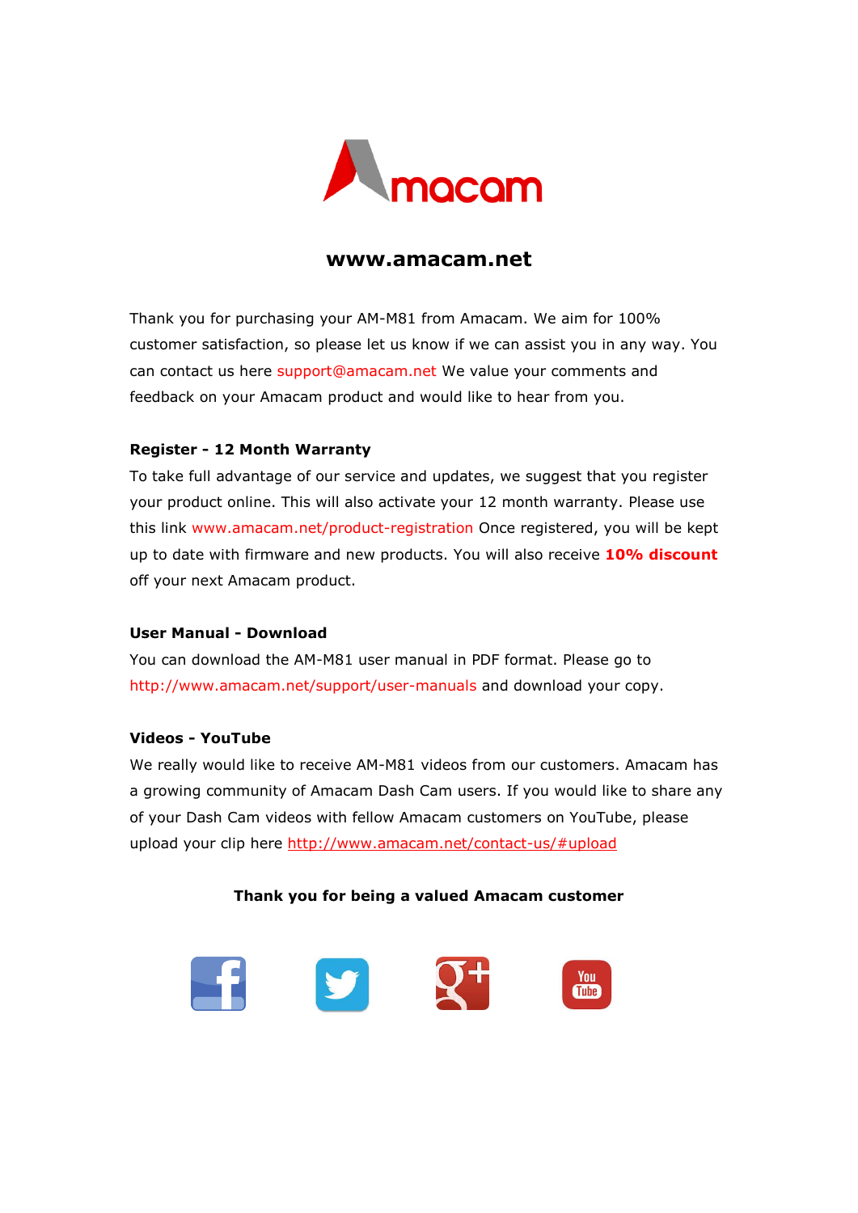**www.amacam.net**

Thank you for purchasing your AM-M81 from Amacam. We aim for 100% customer satisfaction, so please let us know if we can assist you in any way. You can contact us here support@amacam.net We value your comments and feedback on your Amacam product and would like to hear from you.

**Register - 12 Month Warranty**

To take full advantage of our service and updates, we suggest that you register your product online. This will also activate your 12 month warranty. Please use this link www.amacam.net/product-registration Once registered, you will be kept up to date with firmware and new products. You will also receive **10% discount** off your next Amacam product.

**User Manual - Download**

You can download the AM-M81 user manual in PDF format. Please go to http://www.amacam.net/support/user-manuals and download your copy.

**Videos - YouTube**

We really would like to receive AM-M81 videos from our customers. Amacam has a growing community of Amacam Dash Cam users. If you would like to share any of your Dash Cam videos with fellow Amacam customers on YouTube, please upload your clip here http://www.amacam.net/contact-us/#upload

**Thank you for being a valued Amacam customer**